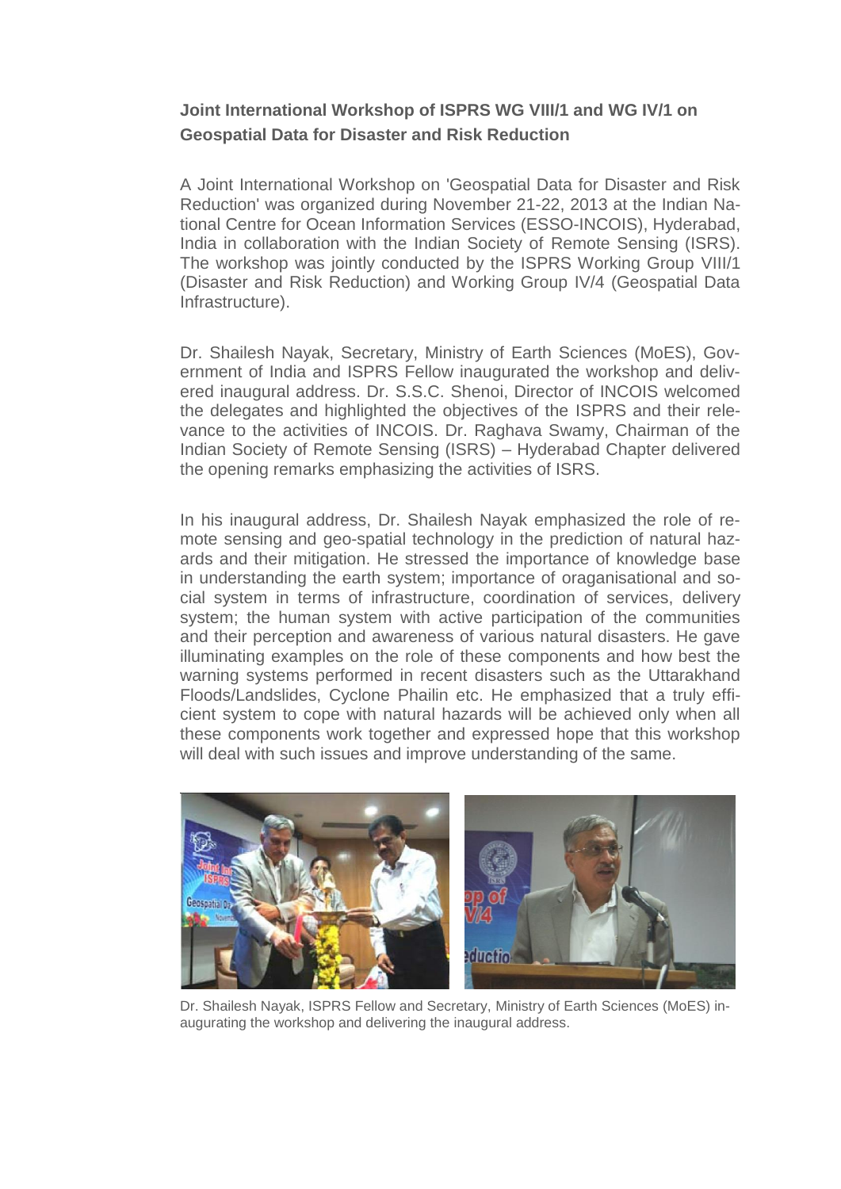**Joint International Workshop of ISPRS WG VIII/1 and WG IV/1 on Geospatial Data for Disaster and Risk Reduction**

A Joint International Workshop on 'Geospatial Data for Disaster and Risk Reduction' was organized during November 21-22, 2013 at the Indian National Centre for Ocean Information Services (ESSO-INCOIS), Hyderabad, India in collaboration with the Indian Society of Remote Sensing (ISRS). The workshop was jointly conducted by the ISPRS Working Group VIII/1 (Disaster and Risk Reduction) and Working Group IV/4 (Geospatial Data Infrastructure).

Dr. Shailesh Nayak, Secretary, Ministry of Earth Sciences (MoES), Government of India and ISPRS Fellow inaugurated the workshop and delivered inaugural address. Dr. S.S.C. Shenoi, Director of INCOIS welcomed the delegates and highlighted the objectives of the ISPRS and their relevance to the activities of INCOIS. Dr. Raghava Swamy, Chairman of the Indian Society of Remote Sensing (ISRS) – Hyderabad Chapter delivered the opening remarks emphasizing the activities of ISRS.

In his inaugural address, Dr. Shailesh Nayak emphasized the role of remote sensing and geo-spatial technology in the prediction of natural hazards and their mitigation. He stressed the importance of knowledge base in understanding the earth system; importance of oraganisational and social system in terms of infrastructure, coordination of services, delivery system; the human system with active participation of the communities and their perception and awareness of various natural disasters. He gave illuminating examples on the role of these components and how best the warning systems performed in recent disasters such as the Uttarakhand Floods/Landslides, Cyclone Phailin etc. He emphasized that a truly efficient system to cope with natural hazards will be achieved only when all these components work together and expressed hope that this workshop will deal with such issues and improve understanding of the same.

Dr. Shailesh Nayak, ISPRS Fellow and Secretary, Ministry of Earth Sciences (MoES) inaugurating the workshop and delivering the inaugural address.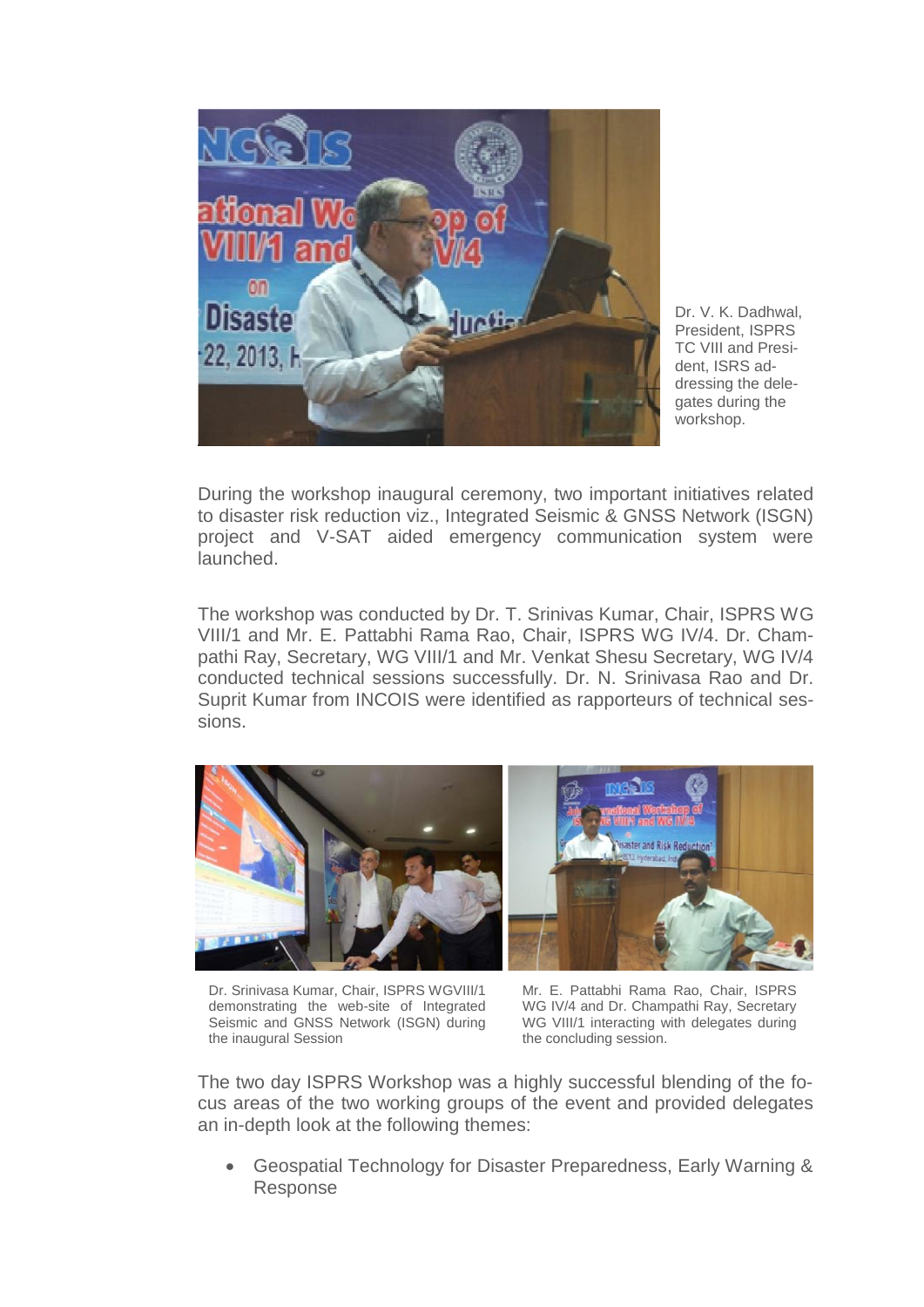Dr. V. K. Dadhwal, President, ISPRS TC VIII and President, ISRS addressing the delegates during the workshop.

During the workshop inaugural ceremony, two important initiatives related to disaster risk reduction viz., Integrated Seismic & GNSS Network (ISGN) project and V-SAT aided emergency communication system were launched.

The workshop was conducted by Dr. T. Srinivas Kumar, Chair, ISPRS WG VIII/1 and Mr. E. Pattabhi Rama Rao, Chair, ISPRS WG IV/4. Dr. Champathi Ray, Secretary, WG VIII/1 and Mr. Venkat Shesu Secretary, WG IV/4 conducted technical sessions successfully. Dr. N. Srinivasa Rao and Dr. Suprit Kumar from INCOIS were identified as rapporteurs of technical sessions.

Dr. Srinivasa Kumar, Chair, ISPRS WGVIII/1 demonstrating the web-site of Integrated Seismic and GNSS Network (ISGN) during the inaugural Session

Mr. E. Pattabhi Rama Rao, Chair, ISPRS WG IV/4 and Dr. Champathi Ray, Secretary WG VIII/1 interacting with delegates during the concluding session.

The two day ISPRS Workshop was a highly successful blending of the focus areas of the two working groups of the event and provided delegates an in-depth look at the following themes:

- Geospatial Technology for Disaster Preparedness, Early Warning & Response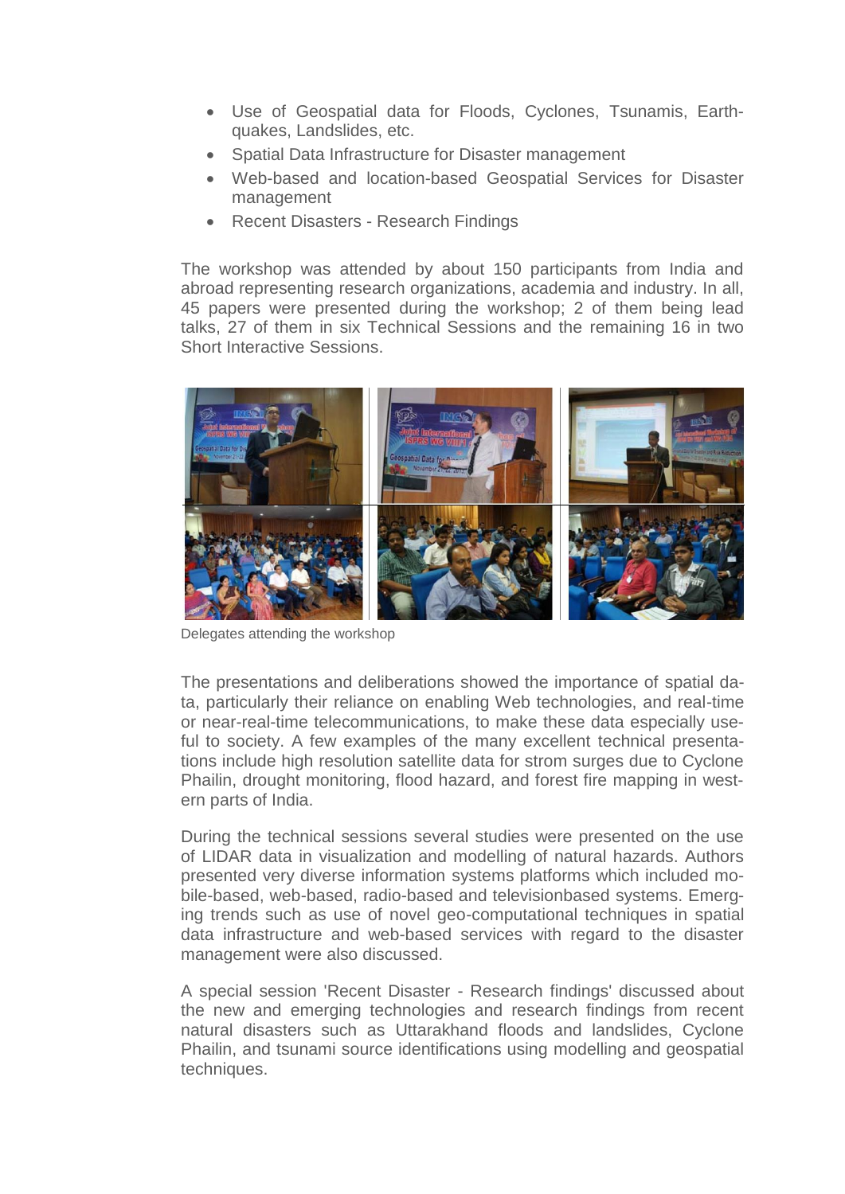- Use of Geospatial data for Floods, Cyclones, Tsunamis, Earthquakes, Landslides, etc.
- Spatial Data Infrastructure for Disaster management
- Web-based and location-based Geospatial Services for Disaster management
- Recent Disasters - Research Findings

The workshop was attended by about 150 participants from India and abroad representing research organizations, academia and industry. In all, 45 papers were presented during the workshop; 2 of them being lead talks, 27 of them in six Technical Sessions and the remaining 16 in two Short Interactive Sessions.

Delegates attending the workshop

The presentations and deliberations showed the importance of spatial data, particularly their reliance on enabling Web technologies, and real-time or near-real-time telecommunications, to make these data especially useful to society. A few examples of the many excellent technical presentations include high resolution satellite data for strom surges due to Cyclone Phailin, drought monitoring, flood hazard, and forest fire mapping in western parts of India.

During the technical sessions several studies were presented on the use of LIDAR data in visualization and modelling of natural hazards. Authors presented very diverse information systems platforms which included mobile-based, web-based, radio-based and televisionbased systems. Emerging trends such as use of novel geo-computational techniques in spatial data infrastructure and web-based services with regard to the disaster management were also discussed.

A special session 'Recent Disaster - Research findings' discussed about the new and emerging technologies and research findings from recent natural disasters such as Uttarakhand floods and landslides, Cyclone Phailin, and tsunami source identifications using modelling and geospatial techniques.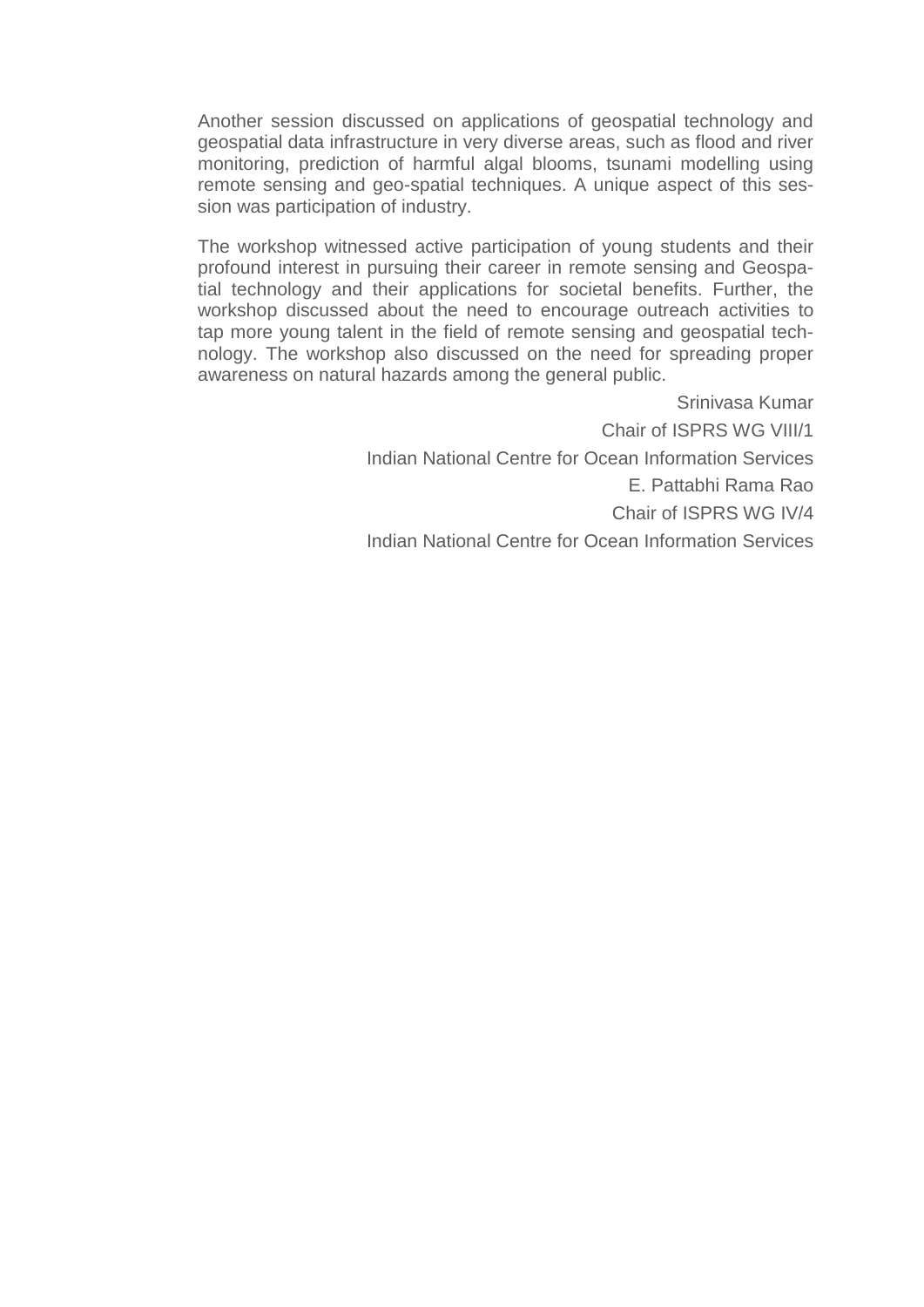Another session discussed on applications of geospatial technology and geospatial data infrastructure in very diverse areas, such as flood and river monitoring, prediction of harmful algal blooms, tsunami modelling using remote sensing and geo-spatial techniques. A unique aspect of this session was participation of industry.

The workshop witnessed active participation of young students and their profound interest in pursuing their career in remote sensing and Geospatial technology and their applications for societal benefits. Further, the workshop discussed about the need to encourage outreach activities to tap more young talent in the field of remote sensing and geospatial technology. The workshop also discussed on the need for spreading proper awareness on natural hazards among the general public.

Srinivasa Kumar

Chair of ISPRS WG VIII/1

Indian National Centre for Ocean Information Services

E. Pattabhi Rama Rao

Chair of ISPRS WG IV/4

Indian National Centre for Ocean Information Services